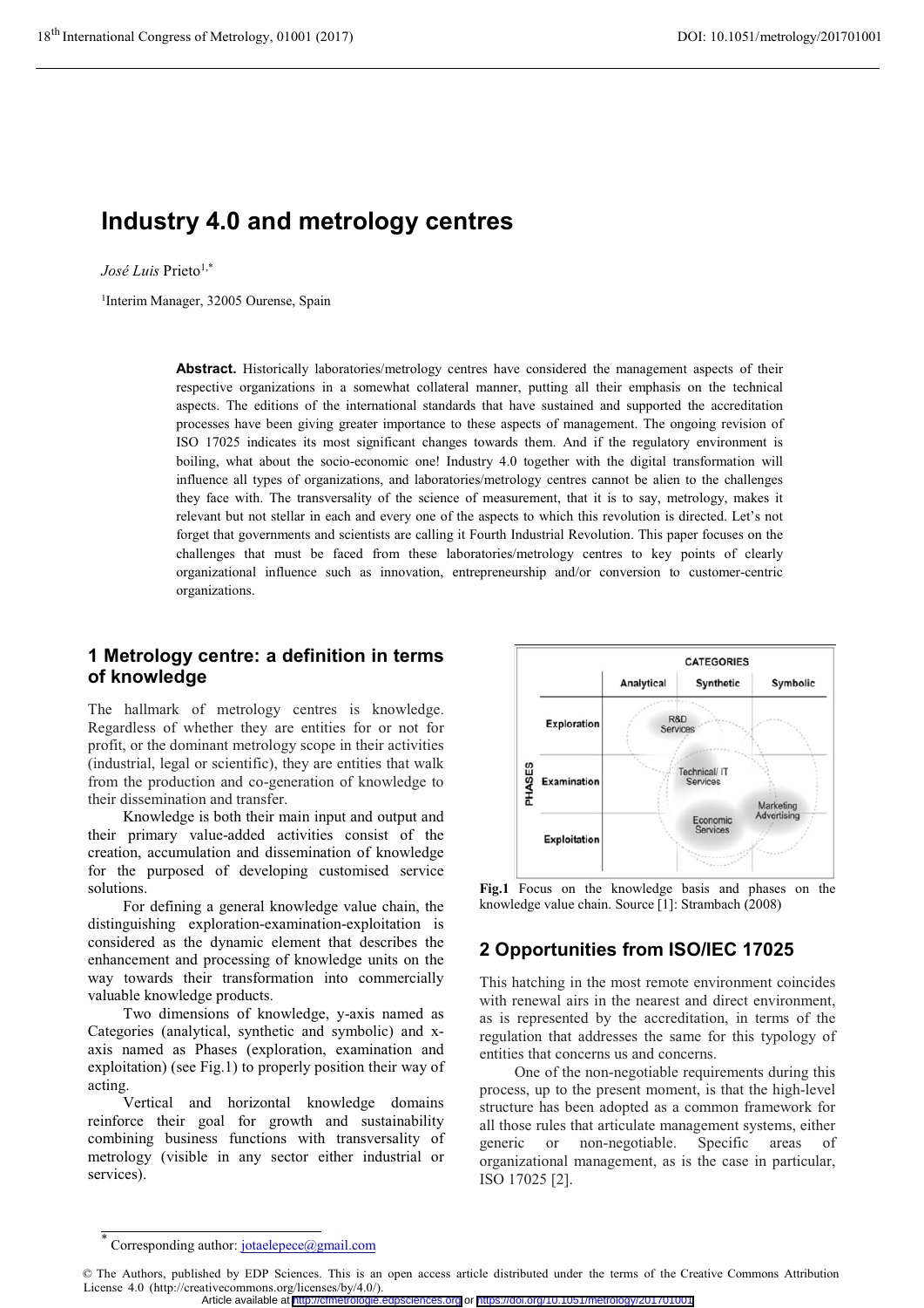# Industry 4.0 and metrology centres

*José Luis* Prieto[1,*]

[1]Interim Manager, 32005 Ourense, Spain

**Abstract.** Historically laboratories/metrology centres have considered the management aspects of their respective organizations in a somewhat collateral manner, putting all their emphasis on the technical aspects. The editions of the international standards that have sustained and supported the accreditation processes have been giving greater importance to these aspects of management. The ongoing revision of ISO 17025 indicates its most significant changes towards them. And if the regulatory environment is boiling, what about the socio-economic one! Industry 4.0 together with the digital transformation will influence all types of organizations, and laboratories/metrology centres cannot be alien to the challenges they face with. The transversality of the science of measurement, that it is to say, metrology, makes it relevant but not stellar in each and every one of the aspects to which this revolution is directed. Let's not forget that governments and scientists are calling it Fourth Industrial Revolution. This paper focuses on the challenges that must be faced from these laboratories/metrology centres to key points of clearly organizational influence such as innovation, entrepreneurship and/or conversion to customer-centric organizations.

## 1 Metrology centre: a definition in terms of knowledge

The hallmark of metrology centres is knowledge. Regardless of whether they are entities for or not for profit, or the dominant metrology scope in their activities (industrial, legal or scientific), they are entities that walk from the production and co-generation of knowledge to their dissemination and transfer.

Knowledge is both their main input and output and their primary value-added activities consist of the creation, accumulation and dissemination of knowledge for the purposed of developing customised service solutions.

For defining a general knowledge value chain, the distinguishing exploration-examination-exploitation is considered as the dynamic element that describes the enhancement and processing of knowledge units on the way towards their transformation into commercially valuable knowledge products.

Two dimensions of knowledge, y-axis named as Categories (analytical, synthetic and symbolic) and x-axis named as Phases (exploration, examination and exploitation) (see Fig.1) to properly position their way of acting.

Vertical and horizontal knowledge domains reinforce their goal for growth and sustainability combining business functions with transversality of metrology (visible in any sector either industrial or services).

| PHASES | CATEGORIES: Analytical | CATEGORIES: Synthetic | CATEGORIES: Symbolic |
|---|---|---|---|
| Exploration | R&D Services | | |
| Examination | | Technical/ IT Services | |
| Exploitation | | Economic Services | Marketing Advertising |

**Fig.1** Focus on the knowledge basis and phases on the knowledge value chain. Source [1]: Strambach (2008)

## 2 Opportunities from ISO/IEC 17025

This hatching in the most remote environment coincides with renewal airs in the nearest and direct environment, as is represented by the accreditation, in terms of the regulation that addresses the same for this typology of entities that concerns us and concerns.

One of the non-negotiable requirements during this process, up to the present moment, is that the high-level structure has been adopted as a common framework for all those rules that articulate management systems, either generic or non-negotiable. Specific areas of organizational management, as is the case in particular, ISO 17025 [2].

* Corresponding author: jotaelepece@gmail.com

© The Authors, published by EDP Sciences. This is an open access article distributed under the terms of the Creative Commons Attribution License 4.0 (http://creativecommons.org/licenses/by/4.0/).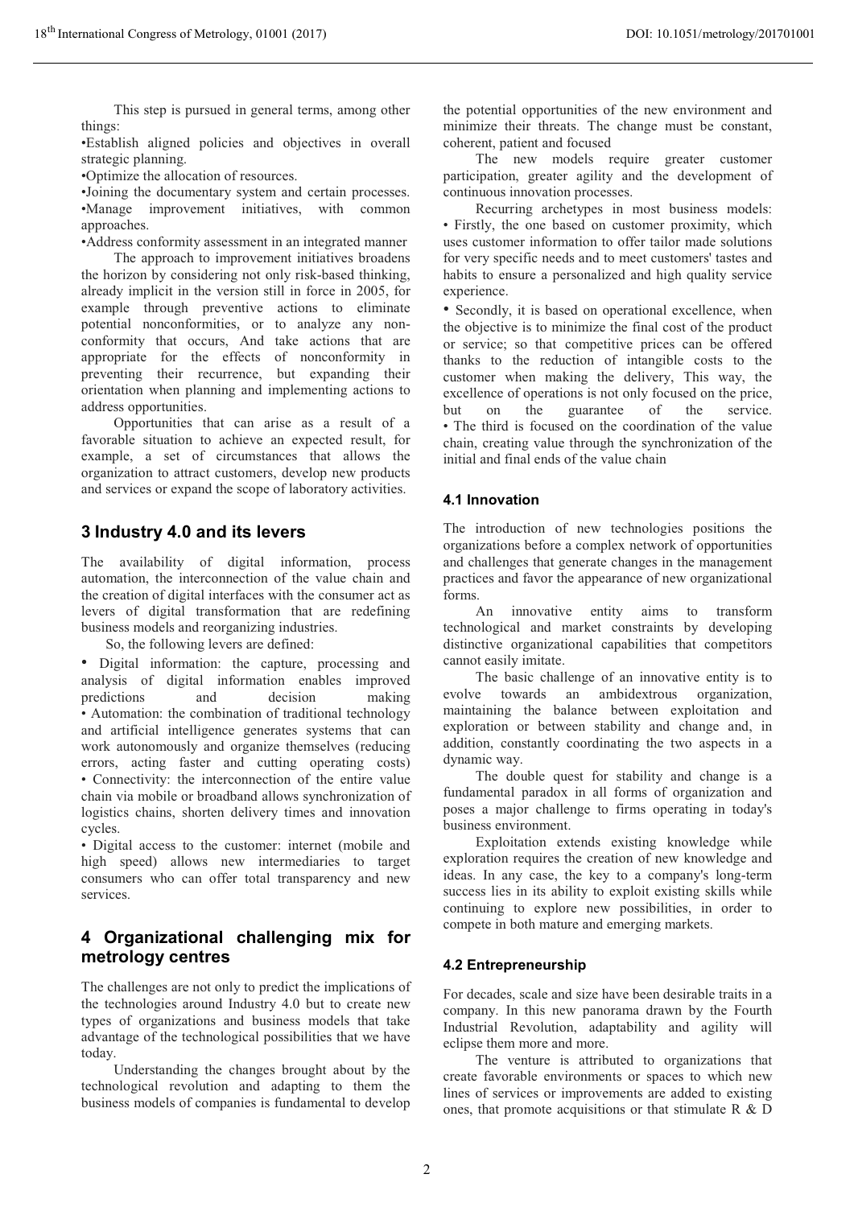This step is pursued in general terms, among other things:

•Establish aligned policies and objectives in overall strategic planning.
•Optimize the allocation of resources.
•Joining the documentary system and certain processes.
•Manage improvement initiatives, with common approaches.
•Address conformity assessment in an integrated manner

The approach to improvement initiatives broadens the horizon by considering not only risk-based thinking, already implicit in the version still in force in 2005, for example through preventive actions to eliminate potential nonconformities, or to analyze any non-conformity that occurs, And take actions that are appropriate for the effects of nonconformity in preventing their recurrence, but expanding their orientation when planning and implementing actions to address opportunities.

Opportunities that can arise as a result of a favorable situation to achieve an expected result, for example, a set of circumstances that allows the organization to attract customers, develop new products and services or expand the scope of laboratory activities.

## 3 Industry 4.0 and its levers

The availability of digital information, process automation, the interconnection of the value chain and the creation of digital interfaces with the consumer act as levers of digital transformation that are redefining business models and reorganizing industries.

So, the following levers are defined:

• Digital information: the capture, processing and analysis of digital information enables improved predictions and decision making
• Automation: the combination of traditional technology and artificial intelligence generates systems that can work autonomously and organize themselves (reducing errors, acting faster and cutting operating costs)
• Connectivity: the interconnection of the entire value chain via mobile or broadband allows synchronization of logistics chains, shorten delivery times and innovation cycles.
• Digital access to the customer: internet (mobile and high speed) allows new intermediaries to target consumers who can offer total transparency and new services.

## 4 Organizational challenging mix for metrology centres

The challenges are not only to predict the implications of the technologies around Industry 4.0 but to create new types of organizations and business models that take advantage of the technological possibilities that we have today.

Understanding the changes brought about by the technological revolution and adapting to them the business models of companies is fundamental to develop the potential opportunities of the new environment and minimize their threats. The change must be constant, coherent, patient and focused

The new models require greater customer participation, greater agility and the development of continuous innovation processes.

Recurring archetypes in most business models:
• Firstly, the one based on customer proximity, which uses customer information to offer tailor made solutions for very specific needs and to meet customers' tastes and habits to ensure a personalized and high quality service experience.
• Secondly, it is based on operational excellence, when the objective is to minimize the final cost of the product or service; so that competitive prices can be offered thanks to the reduction of intangible costs to the customer when making the delivery, This way, the excellence of operations is not only focused on the price, but on the guarantee of the service.
• The third is focused on the coordination of the value chain, creating value through the synchronization of the initial and final ends of the value chain

### 4.1 Innovation

The introduction of new technologies positions the organizations before a complex network of opportunities and challenges that generate changes in the management practices and favor the appearance of new organizational forms.

An innovative entity aims to transform technological and market constraints by developing distinctive organizational capabilities that competitors cannot easily imitate.

The basic challenge of an innovative entity is to evolve towards an ambidextrous organization, maintaining the balance between exploitation and exploration or between stability and change and, in addition, constantly coordinating the two aspects in a dynamic way.

The double quest for stability and change is a fundamental paradox in all forms of organization and poses a major challenge to firms operating in today's business environment.

Exploitation extends existing knowledge while exploration requires the creation of new knowledge and ideas. In any case, the key to a company's long-term success lies in its ability to exploit existing skills while continuing to explore new possibilities, in order to compete in both mature and emerging markets.

### 4.2 Entrepreneurship

For decades, scale and size have been desirable traits in a company. In this new panorama drawn by the Fourth Industrial Revolution, adaptability and agility will eclipse them more and more.

The venture is attributed to organizations that create favorable environments or spaces to which new lines of services or improvements are added to existing ones, that promote acquisitions or that stimulate R & D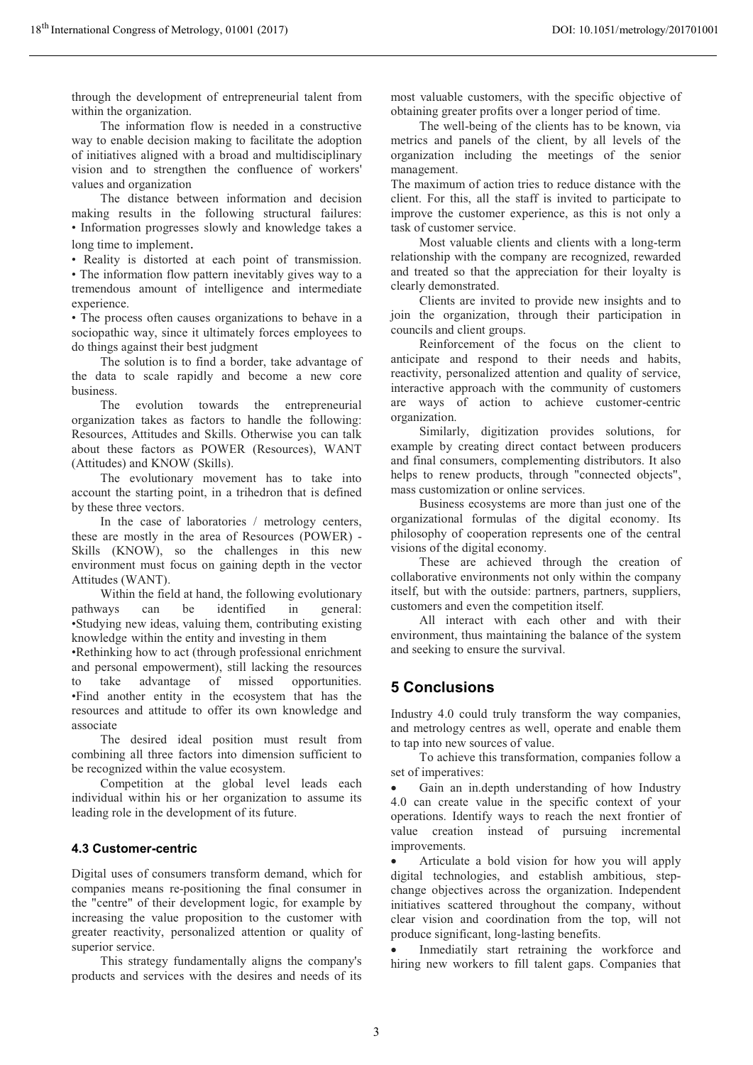through the development of entrepreneurial talent from within the organization.

The information flow is needed in a constructive way to enable decision making to facilitate the adoption of initiatives aligned with a broad and multidisciplinary vision and to strengthen the confluence of workers' values and organization

The distance between information and decision making results in the following structural failures:

- Information progresses slowly and knowledge takes a long time to implement.
- Reality is distorted at each point of transmission.
- The information flow pattern inevitably gives way to a tremendous amount of intelligence and intermediate experience.
- The process often causes organizations to behave in a sociopathic way, since it ultimately forces employees to do things against their best judgment

The solution is to find a border, take advantage of the data to scale rapidly and become a new core business.

The evolution towards the entrepreneurial organization takes as factors to handle the following: Resources, Attitudes and Skills. Otherwise you can talk about these factors as POWER (Resources), WANT (Attitudes) and KNOW (Skills).

The evolutionary movement has to take into account the starting point, in a trihedron that is defined by these three vectors.

In the case of laboratories / metrology centers, these are mostly in the area of Resources (POWER) - Skills (KNOW), so the challenges in this new environment must focus on gaining depth in the vector Attitudes (WANT).

Within the field at hand, the following evolutionary pathways can be identified in general:

- Studying new ideas, valuing them, contributing existing knowledge within the entity and investing in them
- Rethinking how to act (through professional enrichment and personal empowerment), still lacking the resources to take advantage of missed opportunities.
- Find another entity in the ecosystem that has the resources and attitude to offer its own knowledge and associate

The desired ideal position must result from combining all three factors into dimension sufficient to be recognized within the value ecosystem.

Competition at the global level leads each individual within his or her organization to assume its leading role in the development of its future.

### 4.3 Customer-centric

Digital uses of consumers transform demand, which for companies means re-positioning the final consumer in the "centre" of their development logic, for example by increasing the value proposition to the customer with greater reactivity, personalized attention or quality of superior service.

This strategy fundamentally aligns the company's products and services with the desires and needs of its most valuable customers, with the specific objective of obtaining greater profits over a longer period of time.

The well-being of the clients has to be known, via metrics and panels of the client, by all levels of the organization including the meetings of the senior management.

The maximum of action tries to reduce distance with the client. For this, all the staff is invited to participate to improve the customer experience, as this is not only a task of customer service.

Most valuable clients and clients with a long-term relationship with the company are recognized, rewarded and treated so that the appreciation for their loyalty is clearly demonstrated.

Clients are invited to provide new insights and to join the organization, through their participation in councils and client groups.

Reinforcement of the focus on the client to anticipate and respond to their needs and habits, reactivity, personalized attention and quality of service, interactive approach with the community of customers are ways of action to achieve customer-centric organization.

Similarly, digitization provides solutions, for example by creating direct contact between producers and final consumers, complementing distributors. It also helps to renew products, through "connected objects", mass customization or online services.

Business ecosystems are more than just one of the organizational formulas of the digital economy. Its philosophy of cooperation represents one of the central visions of the digital economy.

These are achieved through the creation of collaborative environments not only within the company itself, but with the outside: partners, partners, suppliers, customers and even the competition itself.

All interact with each other and with their environment, thus maintaining the balance of the system and seeking to ensure the survival.

## 5 Conclusions

Industry 4.0 could truly transform the way companies, and metrology centres as well, operate and enable them to tap into new sources of value.

To achieve this transformation, companies follow a set of imperatives:

- Gain an in.depth understanding of how Industry 4.0 can create value in the specific context of your operations. Identify ways to reach the next frontier of value creation instead of pursuing incremental improvements.
- Articulate a bold vision for how you will apply digital technologies, and establish ambitious, step-change objectives across the organization. Independent initiatives scattered throughout the company, without clear vision and coordination from the top, will not produce significant, long-lasting benefits.
- Inmediatly start retraining the workforce and hiring new workers to fill talent gaps. Companies that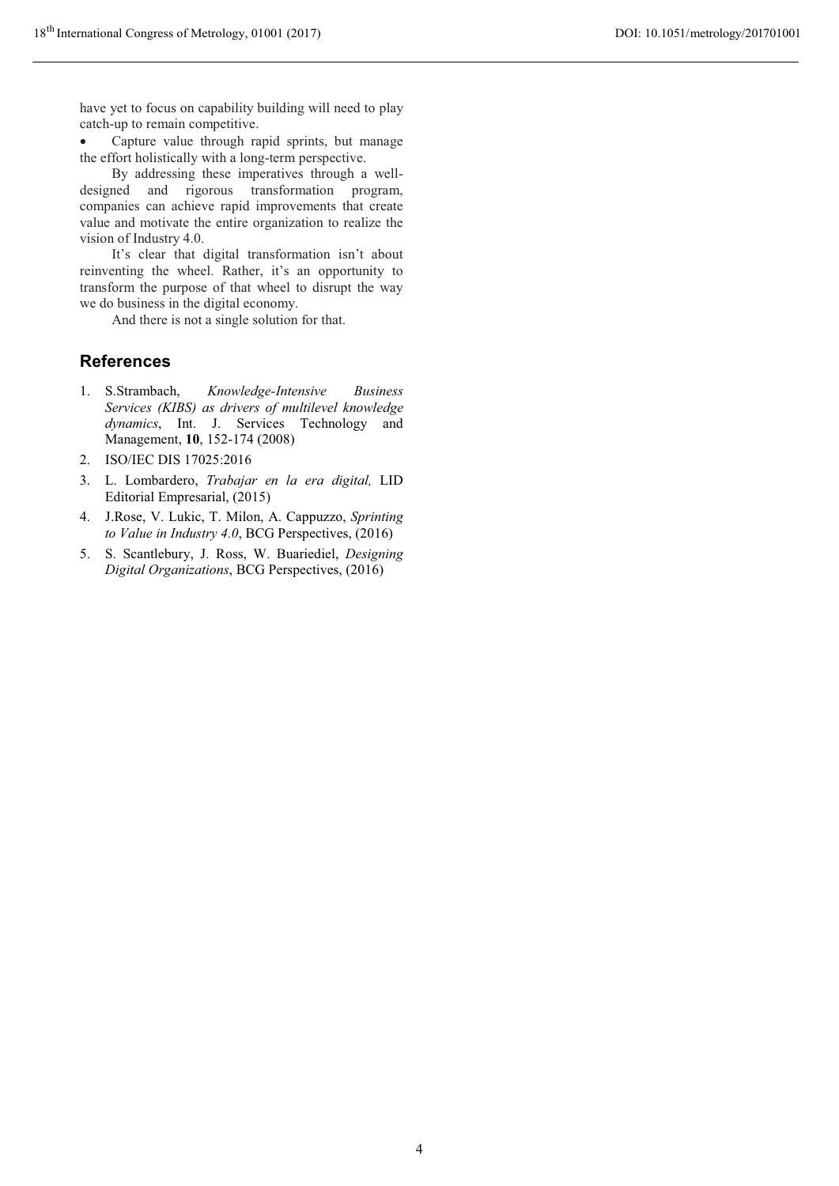have yet to focus on capability building will need to play catch-up to remain competitive.

- Capture value through rapid sprints, but manage the effort holistically with a long-term perspective.

By addressing these imperatives through a well-designed and rigorous transformation program, companies can achieve rapid improvements that create value and motivate the entire organization to realize the vision of Industry 4.0.

It's clear that digital transformation isn't about reinventing the wheel. Rather, it's an opportunity to transform the purpose of that wheel to disrupt the way we do business in the digital economy.

And there is not a single solution for that.

## References

1. S.Strambach, *Knowledge-Intensive Business Services (KIBS) as drivers of multilevel knowledge dynamics*, Int. J. Services Technology and Management, **10**, 152-174 (2008)
2. ISO/IEC DIS 17025:2016
3. L. Lombardero, *Trabajar en la era digital,* LID Editorial Empresarial, (2015)
4. J.Rose, V. Lukic, T. Milon, A. Cappuzzo, *Sprinting to Value in Industry 4.0*, BCG Perspectives, (2016)
5. S. Scantlebury, J. Ross, W. Buariediel, *Designing Digital Organizations*, BCG Perspectives, (2016)